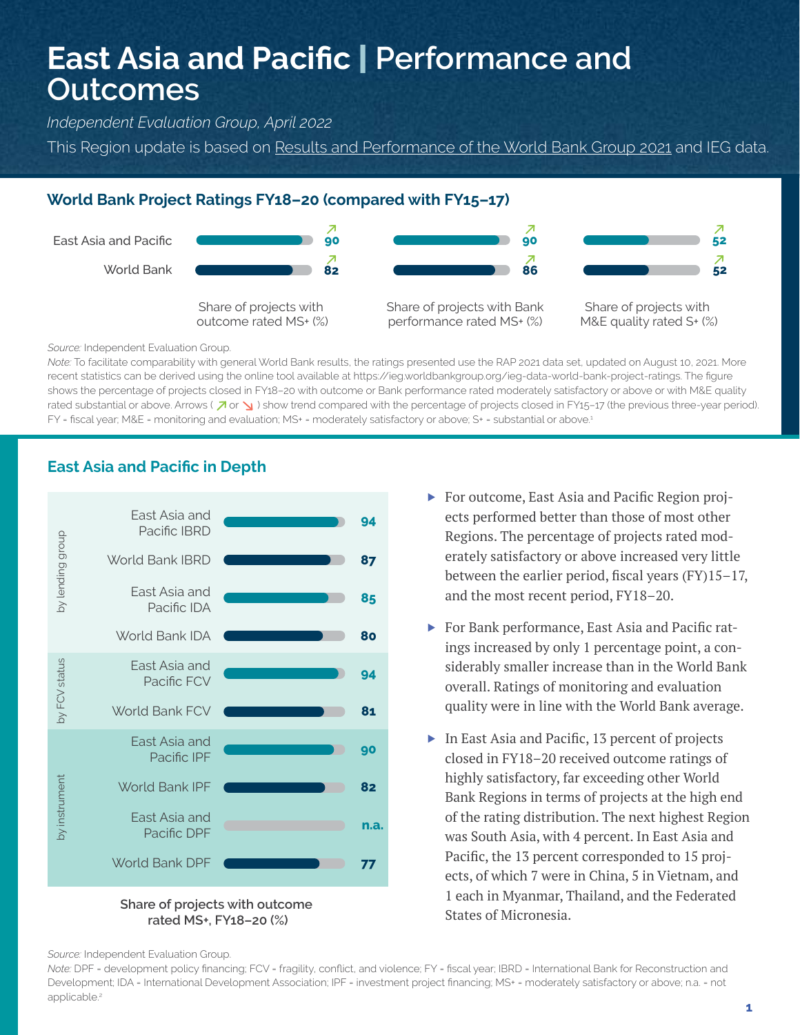# East Asia and Pacific | Performance and Outcomes

*Independent Evaluation Group, April 2022*

This Region update is based on Results and Performance of the World Bank Group 2021 and IEG data.

## World Bank Project Ratings FY18–20 (compared with FY15–17)

| | Share of projects with outcome rated MS+ (%) | Share of projects with Bank performance rated MS+ (%) | Share of projects with M&E quality rated S+ (%) |
|---|---|---|---|
| East Asia and Pacific | ↗ 90 | ↗ 90 | ↗ 52 |
| World Bank | ↗ 82 | ↗ 86 | ↗ 52 |

*Source:* Independent Evaluation Group.

*Note:* To facilitate comparability with general World Bank results, the ratings presented use the RAP 2021 data set, updated on August 10, 2021. More recent statistics can be derived using the online tool available at https://ieg.worldbankgroup.org/ieg-data-world-bank-project-ratings. The figure shows the percentage of projects closed in FY18–20 with outcome or Bank performance rated moderately satisfactory or above or with M&E quality rated substantial or above. Arrows ( ↗ or ↘ ) show trend compared with the percentage of projects closed in FY15–17 (the previous three-year period). FY = fiscal year; M&E = monitoring and evaluation; MS+ = moderately satisfactory or above; S+ = substantial or above.[1]

## East Asia and Pacific in Depth

| | | Share of projects with outcome rated MS+, FY18–20 (%) |
|---|---|---|
| by lending group | East Asia and Pacific IBRD | 94 |
| | World Bank IBRD | 87 |
| | East Asia and Pacific IDA | 85 |
| | World Bank IDA | 80 |
| by FCV status | East Asia and Pacific FCV | 94 |
| | World Bank FCV | 81 |
| by instrument | East Asia and Pacific IPF | 90 |
| | World Bank IPF | 82 |
| | East Asia and Pacific DPF | n.a. |
| | World Bank DPF | 77 |

Share of projects with outcome rated MS+, FY18–20 (%)

- For outcome, East Asia and Pacific Region projects performed better than those of most other Regions. The percentage of projects rated moderately satisfactory or above increased very little between the earlier period, fiscal years (FY)15–17, and the most recent period, FY18–20.
- For Bank performance, East Asia and Pacific ratings increased by only 1 percentage point, a considerably smaller increase than in the World Bank overall. Ratings of monitoring and evaluation quality were in line with the World Bank average.
- In East Asia and Pacific, 13 percent of projects closed in FY18–20 received outcome ratings of highly satisfactory, far exceeding other World Bank Regions in terms of projects at the high end of the rating distribution. The next highest Region was South Asia, with 4 percent. In East Asia and Pacific, the 13 percent corresponded to 15 projects, of which 7 were in China, 5 in Vietnam, and 1 each in Myanmar, Thailand, and the Federated States of Micronesia.

*Source:* Independent Evaluation Group.

*Note:* DPF = development policy financing; FCV = fragility, conflict, and violence; FY = fiscal year; IBRD = International Bank for Reconstruction and Development; IDA = International Development Association; IPF = investment project financing; MS+ = moderately satisfactory or above; n.a. = not applicable.[2]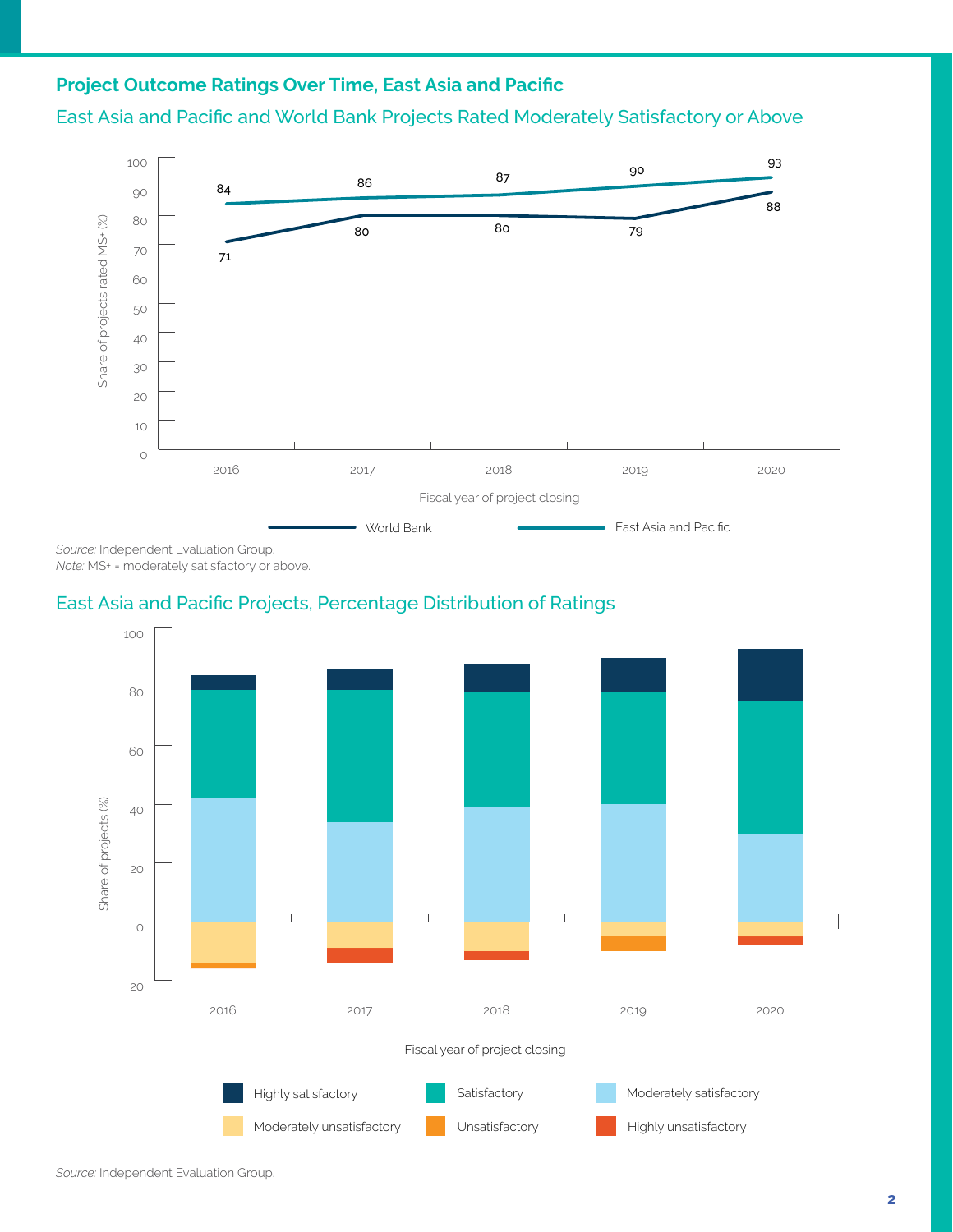## Project Outcome Ratings Over Time, East Asia and Pacific

### East Asia and Pacific and World Bank Projects Rated Moderately Satisfactory or Above

| Fiscal year of project closing | World Bank | East Asia and Pacific |
|---|---|---|
| 2016 | 71 | 84 |
| 2017 | 80 | 86 |
| 2018 | 80 | 87 |
| 2019 | 79 | 90 |
| 2020 | 88 | 93 |

*Source:* Independent Evaluation Group.
*Note:* MS+ = moderately satisfactory or above.

### East Asia and Pacific Projects, Percentage Distribution of Ratings

Share of projects (%) by fiscal year of project closing (2016–2020). Legend: Highly satisfactory; Satisfactory; Moderately satisfactory; Moderately unsatisfactory; Unsatisfactory; Highly unsatisfactory.

*Source:* Independent Evaluation Group.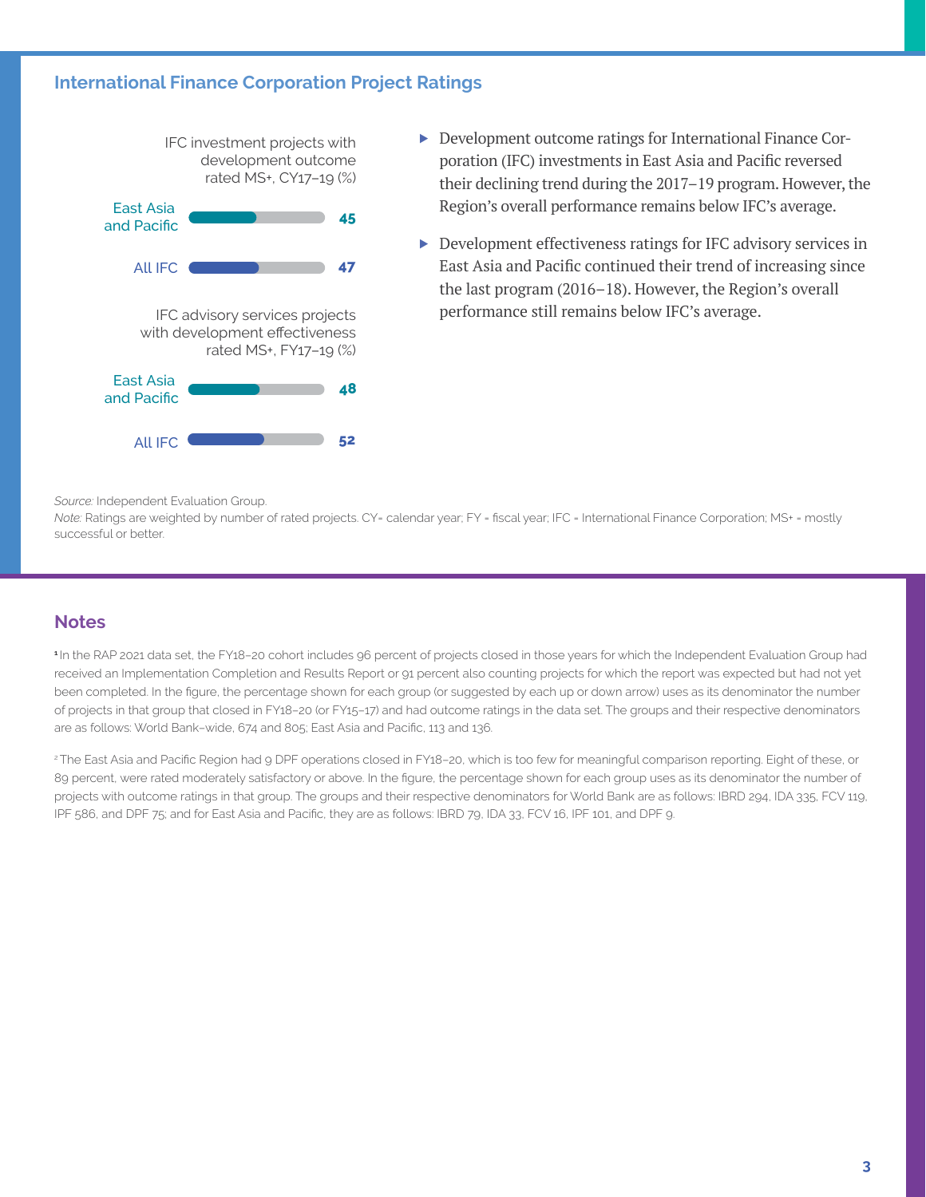## International Finance Corporation Project Ratings

IFC investment projects with development outcome rated MS+, CY17–19 (%)

East Asia and Pacific 45

All IFC 47

IFC advisory services projects with development effectiveness rated MS+, FY17–19 (%)

East Asia and Pacific 48

All IFC 52

- Development outcome ratings for International Finance Corporation (IFC) investments in East Asia and Pacific reversed their declining trend during the 2017–19 program. However, the Region's overall performance remains below IFC's average.
- Development effectiveness ratings for IFC advisory services in East Asia and Pacific continued their trend of increasing since the last program (2016–18). However, the Region's overall performance still remains below IFC's average.

*Source:* Independent Evaluation Group.
*Note:* Ratings are weighted by number of rated projects. CY= calendar year; FY = fiscal year; IFC = International Finance Corporation; MS+ = mostly successful or better.

## Notes

[1] In the RAP 2021 data set, the FY18–20 cohort includes 96 percent of projects closed in those years for which the Independent Evaluation Group had received an Implementation Completion and Results Report or 91 percent also counting projects for which the report was expected but had not yet been completed. In the figure, the percentage shown for each group (or suggested by each up or down arrow) uses as its denominator the number of projects in that group that closed in FY18–20 (or FY15–17) and had outcome ratings in the data set. The groups and their respective denominators are as follows: World Bank–wide, 674 and 805; East Asia and Pacific, 113 and 136.

[2] The East Asia and Pacific Region had 9 DPF operations closed in FY18–20, which is too few for meaningful comparison reporting. Eight of these, or 89 percent, were rated moderately satisfactory or above. In the figure, the percentage shown for each group uses as its denominator the number of projects with outcome ratings in that group. The groups and their respective denominators for World Bank are as follows: IBRD 294, IDA 335, FCV 119, IPF 586, and DPF 75; and for East Asia and Pacific, they are as follows: IBRD 79, IDA 33, FCV 16, IPF 101, and DPF 9.